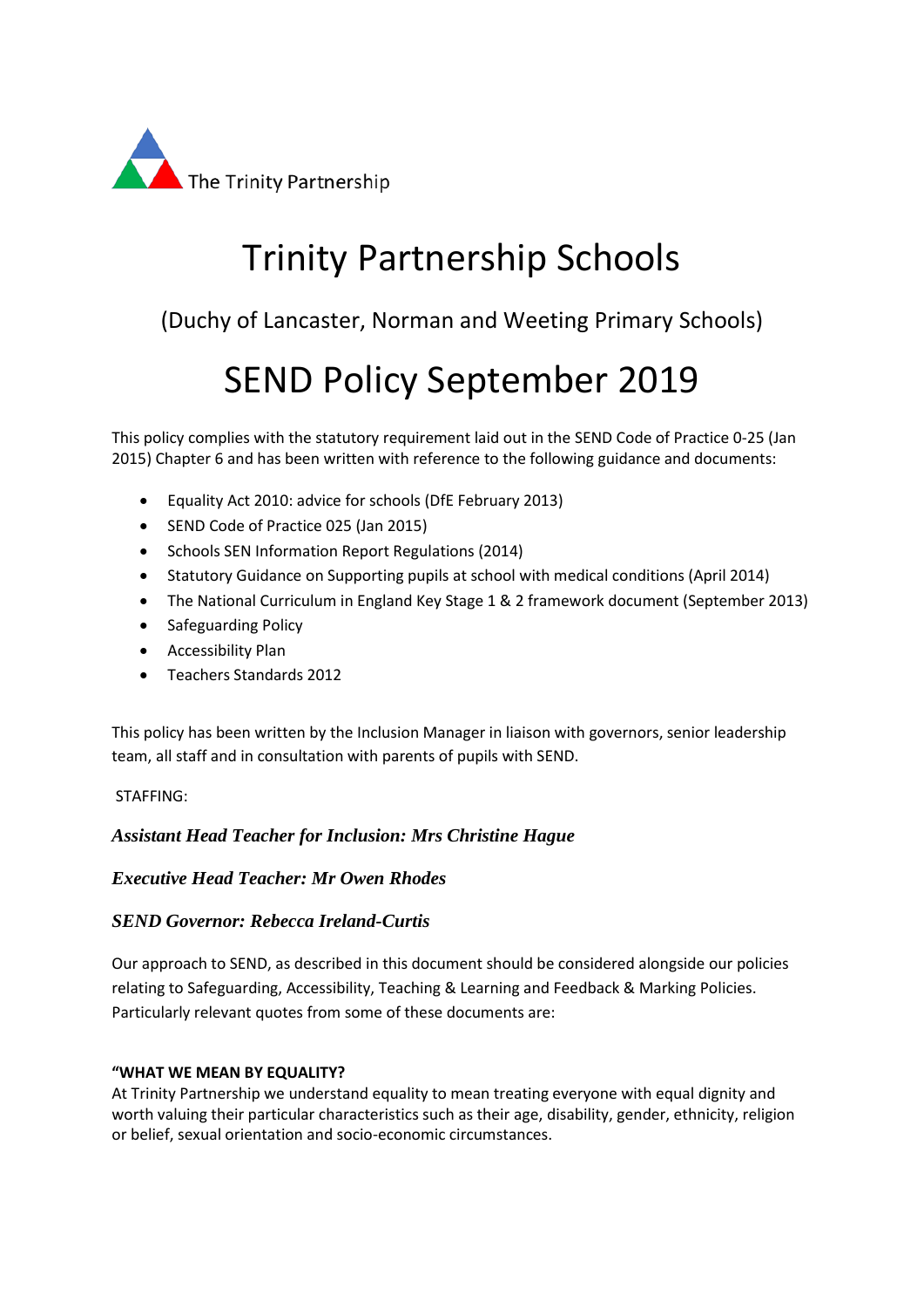The Trinity Partnership

# Trinity Partnership Schools

## (Duchy of Lancaster, Norman and Weeting Primary Schools)

# SEND Policy September 2019

This policy complies with the statutory requirement laid out in the SEND Code of Practice 0-25 (Jan 2015) Chapter 6 and has been written with reference to the following guidance and documents:

- Equality Act 2010: advice for schools (DfE February 2013)
- SEND Code of Practice 025 (Jan 2015)
- Schools SEN Information Report Regulations (2014)
- Statutory Guidance on Supporting pupils at school with medical conditions (April 2014)
- The National Curriculum in England Key Stage 1 & 2 framework document (September 2013)
- Safeguarding Policy
- Accessibility Plan
- Teachers Standards 2012

This policy has been written by the Inclusion Manager in liaison with governors, senior leadership team, all staff and in consultation with parents of pupils with SEND.

STAFFING:

***Assistant Head Teacher for Inclusion: Mrs Christine Hague***

***Executive Head Teacher: Mr Owen Rhodes***

***SEND Governor: Rebecca Ireland-Curtis***

Our approach to SEND, as described in this document should be considered alongside our policies relating to Safeguarding, Accessibility, Teaching & Learning and Feedback & Marking Policies. Particularly relevant quotes from some of these documents are:

**"WHAT WE MEAN BY EQUALITY?**

At Trinity Partnership we understand equality to mean treating everyone with equal dignity and worth valuing their particular characteristics such as their age, disability, gender, ethnicity, religion or belief, sexual orientation and socio-economic circumstances.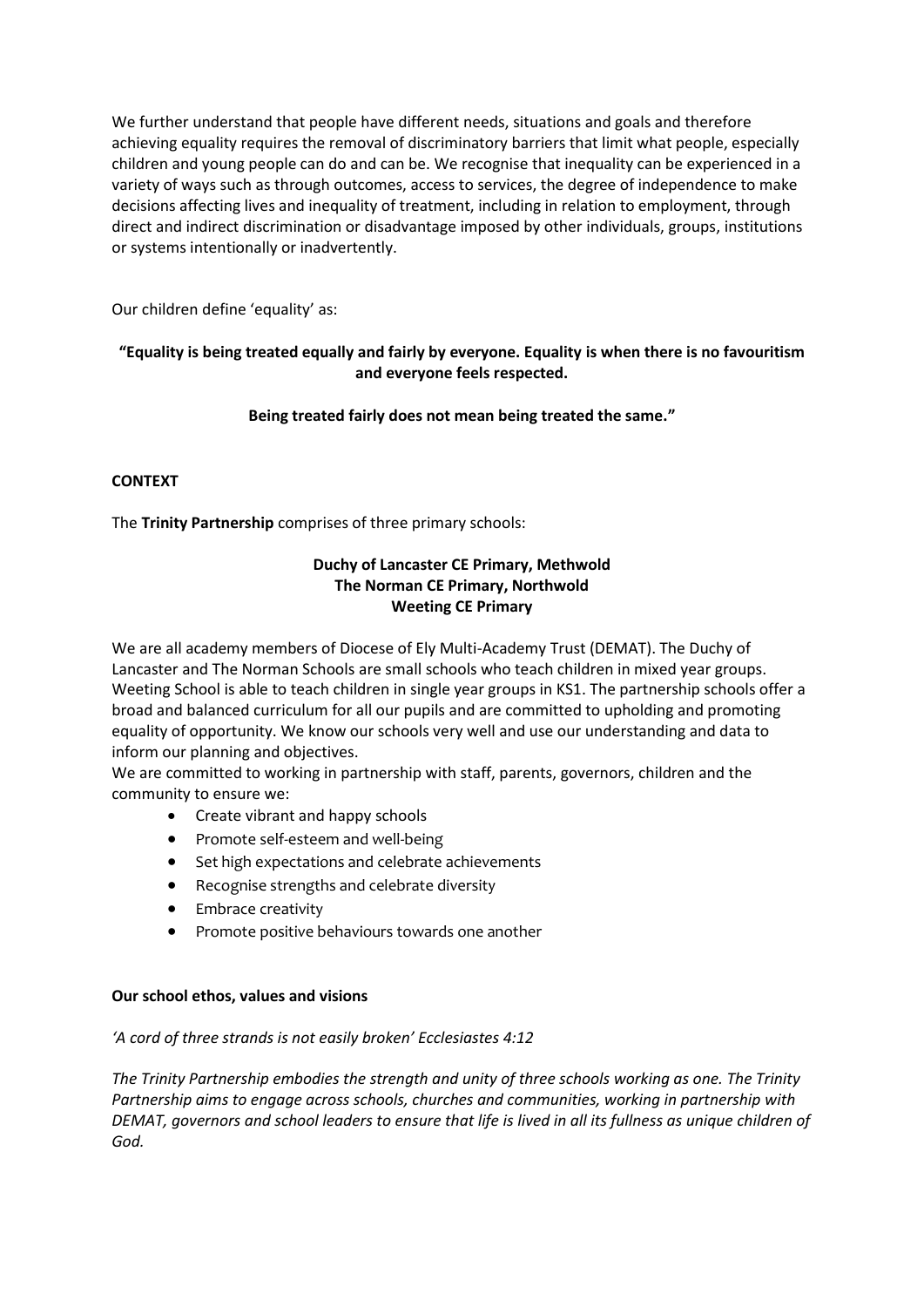We further understand that people have different needs, situations and goals and therefore achieving equality requires the removal of discriminatory barriers that limit what people, especially children and young people can do and can be. We recognise that inequality can be experienced in a variety of ways such as through outcomes, access to services, the degree of independence to make decisions affecting lives and inequality of treatment, including in relation to employment, through direct and indirect discrimination or disadvantage imposed by other individuals, groups, institutions or systems intentionally or inadvertently.

Our children define 'equality' as:

**"Equality is being treated equally and fairly by everyone. Equality is when there is no favouritism and everyone feels respected.**

**Being treated fairly does not mean being treated the same."**

**CONTEXT**

The **Trinity Partnership** comprises of three primary schools:

**Duchy of Lancaster CE Primary, Methwold**
**The Norman CE Primary, Northwold**
**Weeting CE Primary**

We are all academy members of Diocese of Ely Multi-Academy Trust (DEMAT). The Duchy of Lancaster and The Norman Schools are small schools who teach children in mixed year groups. Weeting School is able to teach children in single year groups in KS1. The partnership schools offer a broad and balanced curriculum for all our pupils and are committed to upholding and promoting equality of opportunity. We know our schools very well and use our understanding and data to inform our planning and objectives.

We are committed to working in partnership with staff, parents, governors, children and the community to ensure we:

- Create vibrant and happy schools
- Promote self-esteem and well-being
- Set high expectations and celebrate achievements
- Recognise strengths and celebrate diversity
- Embrace creativity
- Promote positive behaviours towards one another

**Our school ethos, values and visions**

*'A cord of three strands is not easily broken' Ecclesiastes 4:12*

*The Trinity Partnership embodies the strength and unity of three schools working as one. The Trinity Partnership aims to engage across schools, churches and communities, working in partnership with DEMAT, governors and school leaders to ensure that life is lived in all its fullness as unique children of God.*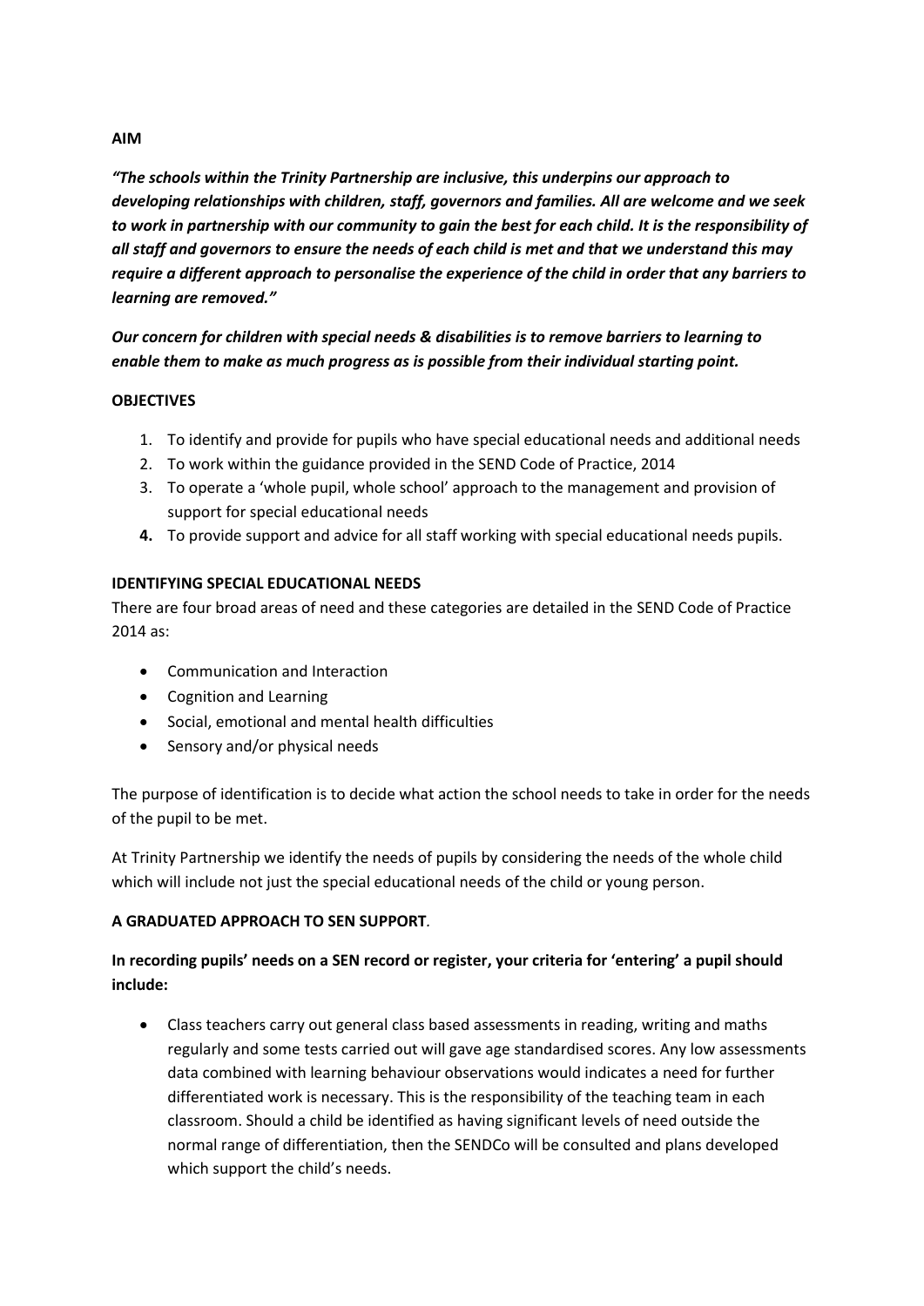**AIM**

***"The schools within the Trinity Partnership are inclusive, this underpins our approach to developing relationships with children, staff, governors and families. All are welcome and we seek to work in partnership with our community to gain the best for each child. It is the responsibility of all staff and governors to ensure the needs of each child is met and that we understand this may require a different approach to personalise the experience of the child in order that any barriers to learning are removed."***

***Our concern for children with special needs & disabilities is to remove barriers to learning to enable them to make as much progress as is possible from their individual starting point.***

**OBJECTIVES**

1. To identify and provide for pupils who have special educational needs and additional needs
2. To work within the guidance provided in the SEND Code of Practice, 2014
3. To operate a 'whole pupil, whole school' approach to the management and provision of support for special educational needs
4. To provide support and advice for all staff working with special educational needs pupils.

**IDENTIFYING SPECIAL EDUCATIONAL NEEDS**

There are four broad areas of need and these categories are detailed in the SEND Code of Practice 2014 as:

- Communication and Interaction
- Cognition and Learning
- Social, emotional and mental health difficulties
- Sensory and/or physical needs

The purpose of identification is to decide what action the school needs to take in order for the needs of the pupil to be met.

At Trinity Partnership we identify the needs of pupils by considering the needs of the whole child which will include not just the special educational needs of the child or young person.

**A GRADUATED APPROACH TO SEN SUPPORT***.*

**In recording pupils' needs on a SEN record or register, your criteria for 'entering' a pupil should include:**

- Class teachers carry out general class based assessments in reading, writing and maths regularly and some tests carried out will gave age standardised scores. Any low assessments data combined with learning behaviour observations would indicates a need for further differentiated work is necessary. This is the responsibility of the teaching team in each classroom. Should a child be identified as having significant levels of need outside the normal range of differentiation, then the SENDCo will be consulted and plans developed which support the child's needs.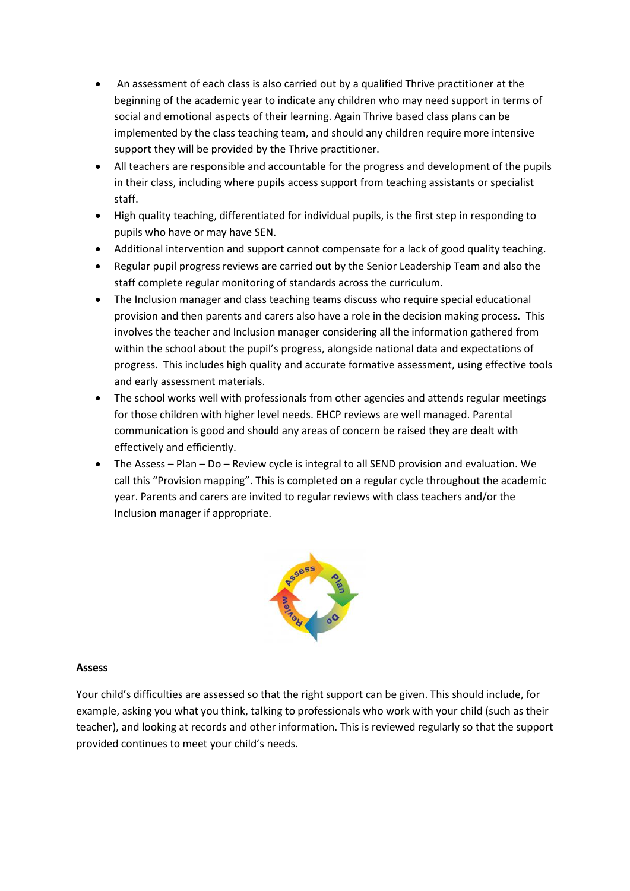- An assessment of each class is also carried out by a qualified Thrive practitioner at the beginning of the academic year to indicate any children who may need support in terms of social and emotional aspects of their learning. Again Thrive based class plans can be implemented by the class teaching team, and should any children require more intensive support they will be provided by the Thrive practitioner.
- All teachers are responsible and accountable for the progress and development of the pupils in their class, including where pupils access support from teaching assistants or specialist staff.
- High quality teaching, differentiated for individual pupils, is the first step in responding to pupils who have or may have SEN.
- Additional intervention and support cannot compensate for a lack of good quality teaching.
- Regular pupil progress reviews are carried out by the Senior Leadership Team and also the staff complete regular monitoring of standards across the curriculum.
- The Inclusion manager and class teaching teams discuss who require special educational provision and then parents and carers also have a role in the decision making process. This involves the teacher and Inclusion manager considering all the information gathered from within the school about the pupil's progress, alongside national data and expectations of progress. This includes high quality and accurate formative assessment, using effective tools and early assessment materials.
- The school works well with professionals from other agencies and attends regular meetings for those children with higher level needs. EHCP reviews are well managed. Parental communication is good and should any areas of concern be raised they are dealt with effectively and efficiently.
- The Assess – Plan – Do – Review cycle is integral to all SEND provision and evaluation. We call this "Provision mapping". This is completed on a regular cycle throughout the academic year. Parents and carers are invited to regular reviews with class teachers and/or the Inclusion manager if appropriate.

**Assess**

Your child's difficulties are assessed so that the right support can be given. This should include, for example, asking you what you think, talking to professionals who work with your child (such as their teacher), and looking at records and other information. This is reviewed regularly so that the support provided continues to meet your child's needs.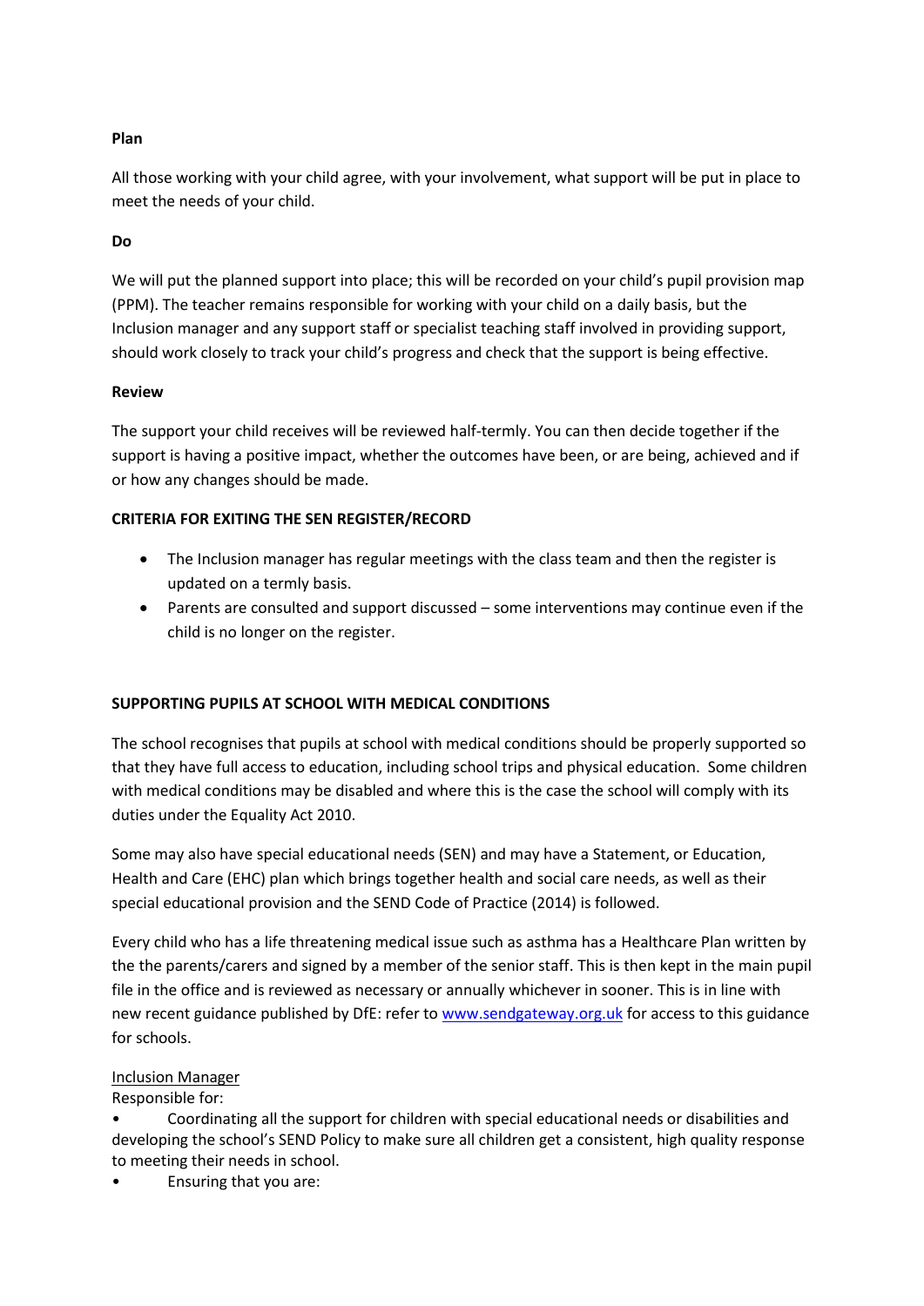**Plan**

All those working with your child agree, with your involvement, what support will be put in place to meet the needs of your child.

**Do**

We will put the planned support into place; this will be recorded on your child's pupil provision map (PPM). The teacher remains responsible for working with your child on a daily basis, but the Inclusion manager and any support staff or specialist teaching staff involved in providing support, should work closely to track your child's progress and check that the support is being effective.

**Review**

The support your child receives will be reviewed half-termly. You can then decide together if the support is having a positive impact, whether the outcomes have been, or are being, achieved and if or how any changes should be made.

**CRITERIA FOR EXITING THE SEN REGISTER/RECORD**

- The Inclusion manager has regular meetings with the class team and then the register is updated on a termly basis.
- Parents are consulted and support discussed – some interventions may continue even if the child is no longer on the register.

**SUPPORTING PUPILS AT SCHOOL WITH MEDICAL CONDITIONS**

The school recognises that pupils at school with medical conditions should be properly supported so that they have full access to education, including school trips and physical education. Some children with medical conditions may be disabled and where this is the case the school will comply with its duties under the Equality Act 2010.

Some may also have special educational needs (SEN) and may have a Statement, or Education, Health and Care (EHC) plan which brings together health and social care needs, as well as their special educational provision and the SEND Code of Practice (2014) is followed.

Every child who has a life threatening medical issue such as asthma has a Healthcare Plan written by the the parents/carers and signed by a member of the senior staff. This is then kept in the main pupil file in the office and is reviewed as necessary or annually whichever in sooner. This is in line with new recent guidance published by DfE: refer to www.sendgateway.org.uk for access to this guidance for schools.

Inclusion Manager

Responsible for:

- Coordinating all the support for children with special educational needs or disabilities and developing the school's SEND Policy to make sure all children get a consistent, high quality response to meeting their needs in school.
- Ensuring that you are: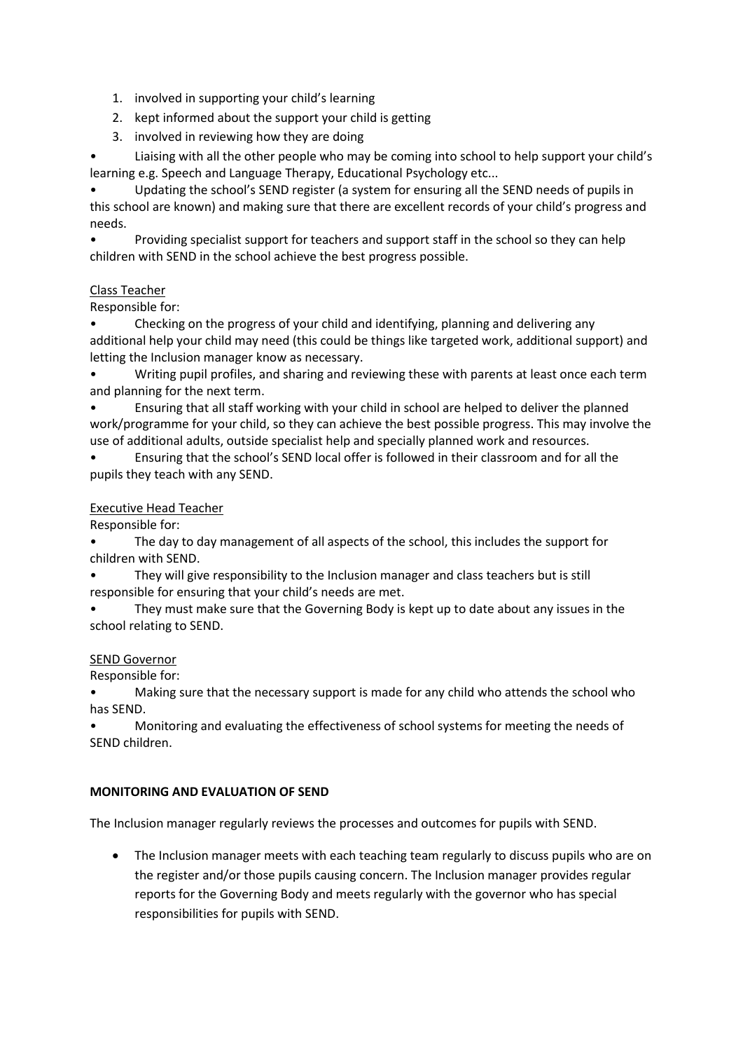1. involved in supporting your child's learning
2. kept informed about the support your child is getting
3. involved in reviewing how they are doing

- Liaising with all the other people who may be coming into school to help support your child's learning e.g. Speech and Language Therapy, Educational Psychology etc...
- Updating the school's SEND register (a system for ensuring all the SEND needs of pupils in this school are known) and making sure that there are excellent records of your child's progress and needs.
- Providing specialist support for teachers and support staff in the school so they can help children with SEND in the school achieve the best progress possible.

Class Teacher

Responsible for:

- Checking on the progress of your child and identifying, planning and delivering any additional help your child may need (this could be things like targeted work, additional support) and letting the Inclusion manager know as necessary.
- Writing pupil profiles, and sharing and reviewing these with parents at least once each term and planning for the next term.
- Ensuring that all staff working with your child in school are helped to deliver the planned work/programme for your child, so they can achieve the best possible progress. This may involve the use of additional adults, outside specialist help and specially planned work and resources.
- Ensuring that the school's SEND local offer is followed in their classroom and for all the pupils they teach with any SEND.

Executive Head Teacher

Responsible for:

- The day to day management of all aspects of the school, this includes the support for children with SEND.
- They will give responsibility to the Inclusion manager and class teachers but is still responsible for ensuring that your child's needs are met.
- They must make sure that the Governing Body is kept up to date about any issues in the school relating to SEND.

SEND Governor

Responsible for:

- Making sure that the necessary support is made for any child who attends the school who has SEND.
- Monitoring and evaluating the effectiveness of school systems for meeting the needs of SEND children.

**MONITORING AND EVALUATION OF SEND**

The Inclusion manager regularly reviews the processes and outcomes for pupils with SEND.

- The Inclusion manager meets with each teaching team regularly to discuss pupils who are on the register and/or those pupils causing concern. The Inclusion manager provides regular reports for the Governing Body and meets regularly with the governor who has special responsibilities for pupils with SEND.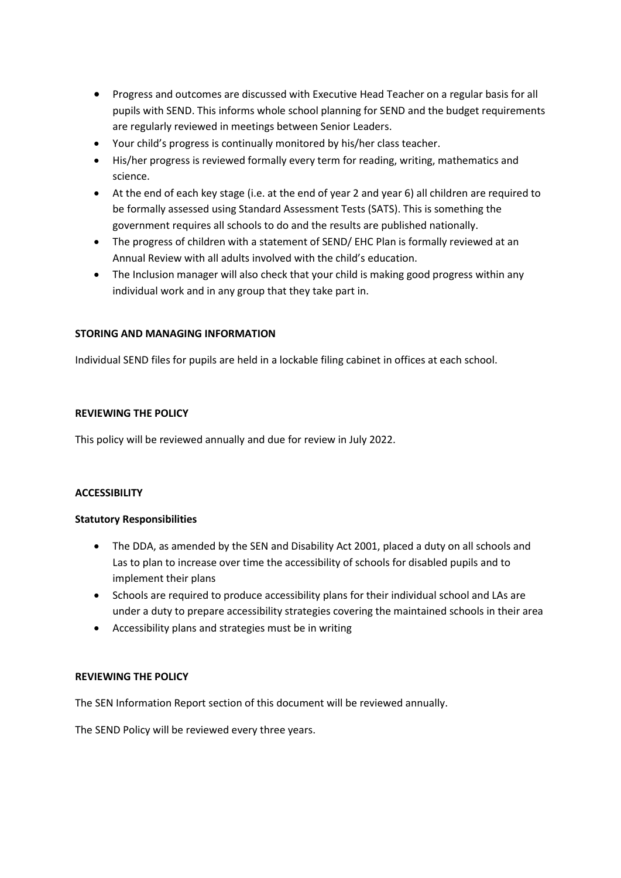- Progress and outcomes are discussed with Executive Head Teacher on a regular basis for all pupils with SEND. This informs whole school planning for SEND and the budget requirements are regularly reviewed in meetings between Senior Leaders.
- Your child's progress is continually monitored by his/her class teacher.
- His/her progress is reviewed formally every term for reading, writing, mathematics and science.
- At the end of each key stage (i.e. at the end of year 2 and year 6) all children are required to be formally assessed using Standard Assessment Tests (SATS). This is something the government requires all schools to do and the results are published nationally.
- The progress of children with a statement of SEND/ EHC Plan is formally reviewed at an Annual Review with all adults involved with the child's education.
- The Inclusion manager will also check that your child is making good progress within any individual work and in any group that they take part in.

**STORING AND MANAGING INFORMATION**

Individual SEND files for pupils are held in a lockable filing cabinet in offices at each school.

**REVIEWING THE POLICY**

This policy will be reviewed annually and due for review in July 2022.

**ACCESSIBILITY**

**Statutory Responsibilities**

- The DDA, as amended by the SEN and Disability Act 2001, placed a duty on all schools and Las to plan to increase over time the accessibility of schools for disabled pupils and to implement their plans
- Schools are required to produce accessibility plans for their individual school and LAs are under a duty to prepare accessibility strategies covering the maintained schools in their area
- Accessibility plans and strategies must be in writing

**REVIEWING THE POLICY**

The SEN Information Report section of this document will be reviewed annually.

The SEND Policy will be reviewed every three years.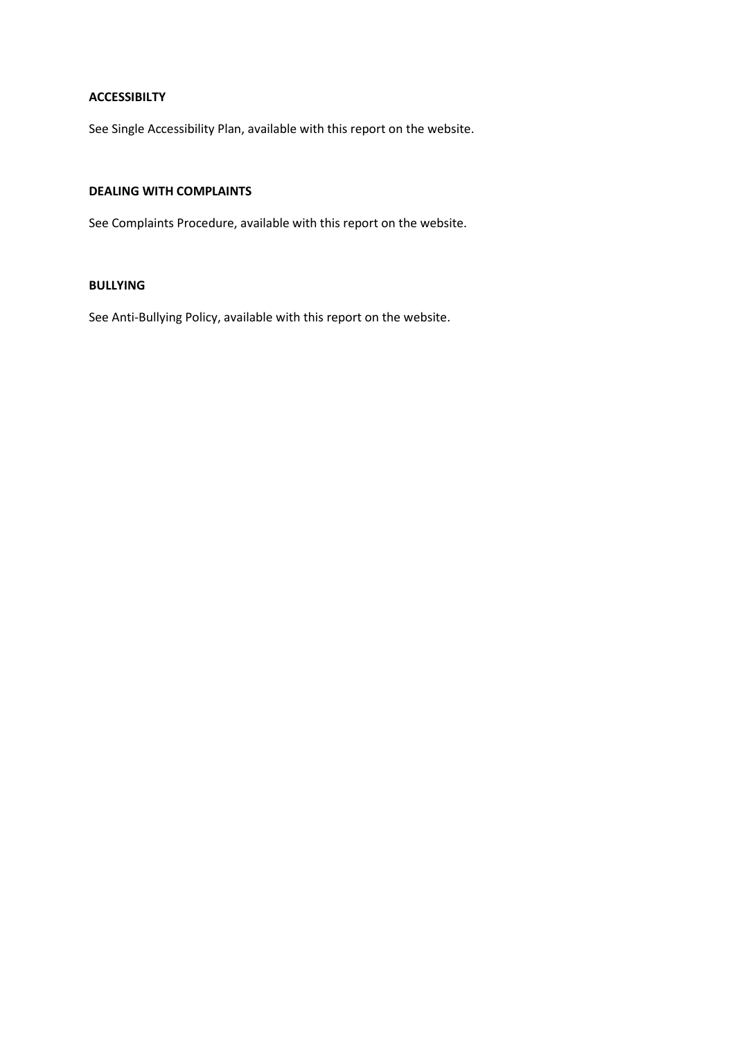**ACCESSIBILTY**

See Single Accessibility Plan, available with this report on the website.

**DEALING WITH COMPLAINTS**

See Complaints Procedure, available with this report on the website.

**BULLYING**

See Anti-Bullying Policy, available with this report on the website.